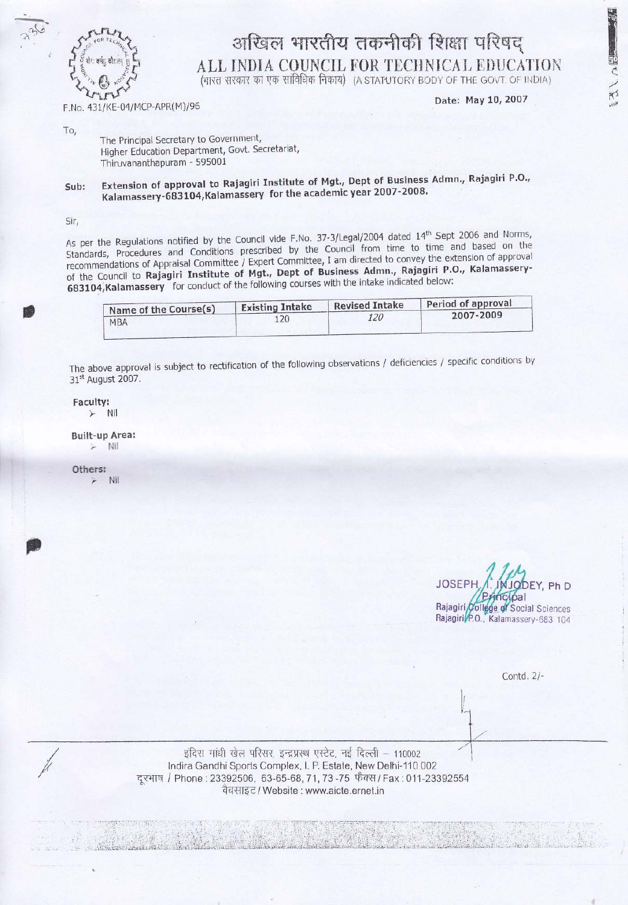# अखिल भारतीय तकनीकी शिक्षा परिषद्
# ALL INDIA COUNCIL FOR TECHNICAL EDUCATION

(भारत सरकार का एक सांविधिक निकाय) (A STATUTORY BODY OF THE GOVT. OF INDIA)

F.No. 431/KE-04/MCP-APR(M)/96

Date: May 10, 2007

To,

The Principal Secretary to Government,
Higher Education Department, Govt. Secretariat,
Thiruvananthapuram - 595001

**Sub: Extension of approval to Rajagiri Institute of Mgt., Dept of Business Admn., Rajagiri P.O., Kalamassery-683104,Kalamassery for the academic year 2007-2008.**

Sir,

As per the Regulations notified by the Council vide F.No. 37-3/Legal/2004 dated 14th Sept 2006 and Norms, Standards, Procedures and Conditions prescribed by the Council from time to time and based on the recommendations of Appraisal Committee / Expert Committee, I am directed to convey the extension of approval of the Council to **Rajagiri Institute of Mgt., Dept of Business Admn., Rajagiri P.O., Kalamassery-683104,Kalamassery** for conduct of the following courses with the intake indicated below:

| Name of the Course(s) | Existing Intake | Revised Intake | Period of approval |
|---|---|---|---|
| MBA | 120 | *120* | 2007-2009 |

The above approval is subject to rectification of the following observations / deficiencies / specific conditions by 31st August 2007.

**Faculty:**
- Nil

**Built-up Area:**
- Nil

**Others:**
- Nil

JOSEPH I. INJODEY, Ph D
Principal
Rajagiri College of Social Sciences
Rajagiri P.O., Kalamassery-683 104

Contd. 2/-

इंदिरा गांधी खेल परिसर, इन्द्रप्रस्थ एस्टेट, नई दिल्ली – 110002
Indira Gandhi Sports Complex, I. P. Estate, New Delhi-110 002
दूरभाष / Phone : 23392506, 63-65-68, 71, 73 -75 फैक्स / Fax : 011-23392554
वैबसाइट / Website : www.aicte.ernet.in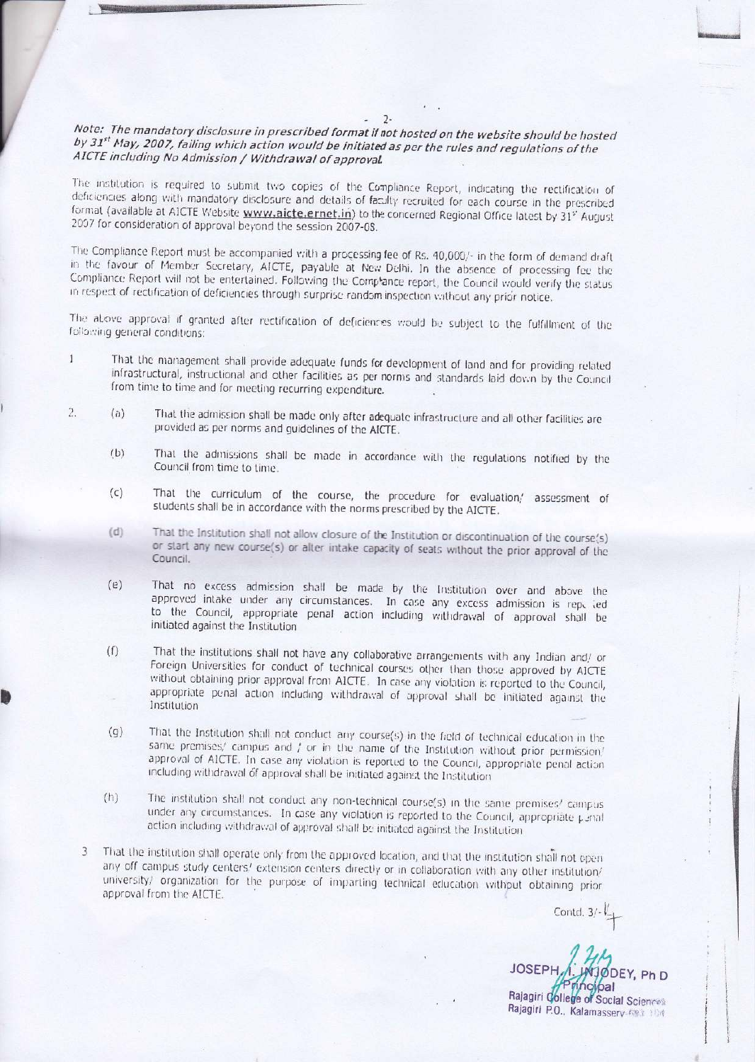*Note: The mandatory disclosure in prescribed format if not hosted on the website should be hosted by 31st May, 2007, failing which action would be initiated as per the rules and regulations of the AICTE including No Admission / Withdrawal of approval.*

The institution is required to submit two copies of the Compliance Report, indicating the rectification of deficiencies along with mandatory disclosure and details of faculty recruited for each course in the prescribed format (available at AICTE Website **www.aicte.ernet.in**) to the concerned Regional Office latest by 31st August 2007 for consideration of approval beyond the session 2007-08.

The Compliance Report must be accompanied with a processing fee of Rs. 40,000/- in the form of demand draft in the favour of Member Secretary, AICTE, payable at New Delhi. In the absence of processing fee the Compliance Report will not be entertained. Following the Compliance report, the Council would verify the status in respect of rectification of deficiencies through surprise random inspection without any prior notice.

The above approval if granted after rectification of deficiencies would be subject to the fulfillment of the following general conditions:

1. That the management shall provide adequate funds for development of land and for providing related infrastructural, instructional and other facilities as per norms and standards laid down by the Council from time to time and for meeting recurring expenditure.

2. (a) That the admission shall be made only after adequate infrastructure and all other facilities are provided as per norms and guidelines of the AICTE.

   (b) That the admissions shall be made in accordance with the regulations notified by the Council from time to time.

   (c) That the curriculum of the course, the procedure for evaluation/ assessment of students shall be in accordance with the norms prescribed by the AICTE.

   (d) That the Institution shall not allow closure of the Institution or discontinuation of the course(s) or start any new course(s) or alter intake capacity of seats without the prior approval of the Council.

   (e) That no excess admission shall be made by the Institution over and above the approved intake under any circumstances. In case any excess admission is reported to the Council, appropriate penal action including withdrawal of approval shall be initiated against the Institution

   (f) That the institutions shall not have any collaborative arrangements with any Indian and/ or Foreign Universities for conduct of technical courses other than those approved by AICTE without obtaining prior approval from AICTE. In case any violation is reported to the Council, appropriate penal action including withdrawal of approval shall be initiated against the Institution

   (g) That the Institution shall not conduct any course(s) in the field of technical education in the same premises/ campus and / or in the name of the Institution without prior permission/ approval of AICTE. In case any violation is reported to the Council, appropriate penal action including withdrawal of approval shall be initiated against the Institution

   (h) The institution shall not conduct any non-technical course(s) in the same premises/ campus under any circumstances. In case any violation is reported to the Council, appropriate penal action including withdrawal of approval shall be initiated against the Institution

3. That the institution shall operate only from the approved location, and that the institution shall not open any off campus study centers/ extension centers directly or in collaboration with any other institution/ university/ organization for the purpose of imparting technical education without obtaining prior approval from the AICTE.

Contd. 3/-

JOSEPH I. INJODEY, Ph D
Principal
Rajagiri College of Social Sciences
Rajagiri P.O., Kalamassery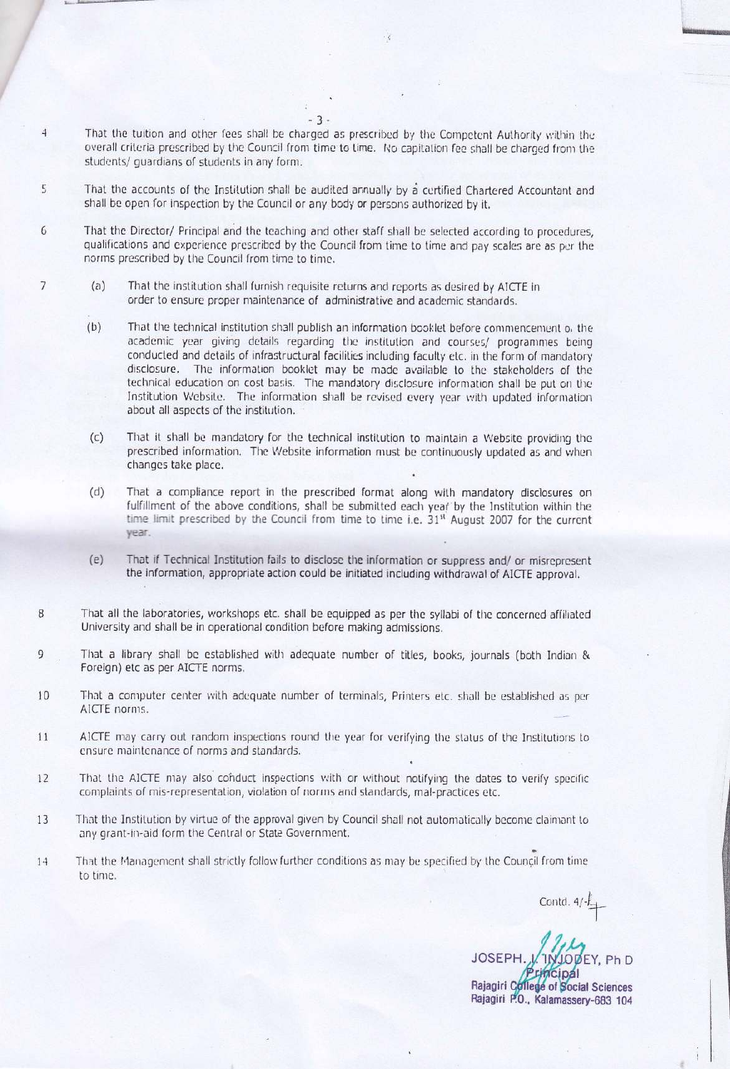4. That the tuition and other fees shall be charged as prescribed by the Competent Authority within the overall criteria prescribed by the Council from time to time. No capitation fee shall be charged from the students/ guardians of students in any form.

5. That the accounts of the Institution shall be audited annually by a certified Chartered Accountant and shall be open for inspection by the Council or any body or persons authorized by it.

6. That the Director/ Principal and the teaching and other staff shall be selected according to procedures, qualifications and experience prescribed by the Council from time to time and pay scales are as per the norms prescribed by the Council from time to time.

7. (a) That the institution shall furnish requisite returns and reports as desired by AICTE in order to ensure proper maintenance of administrative and academic standards.

   (b) That the technical institution shall publish an information booklet before commencement of the academic year giving details regarding the institution and courses/ programmes being conducted and details of infrastructural facilities including faculty etc. in the form of mandatory disclosure. The information booklet may be made available to the stakeholders of the technical education on cost basis. The mandatory disclosure information shall be put on the Institution Website. The information shall be revised every year with updated information about all aspects of the institution.

   (c) That it shall be mandatory for the technical institution to maintain a Website providing the prescribed information. The Website information must be continuously updated as and when changes take place.

   (d) That a compliance report in the prescribed format along with mandatory disclosures on fulfillment of the above conditions, shall be submitted each year by the Institution within the time limit prescribed by the Council from time to time i.e. 31st August 2007 for the current year.

   (e) That if Technical Institution fails to disclose the information or suppress and/ or misrepresent the information, appropriate action could be initiated including withdrawal of AICTE approval.

8. That all the laboratories, workshops etc. shall be equipped as per the syllabi of the concerned affiliated University and shall be in operational condition before making admissions.

9. That a library shall be established with adequate number of titles, books, journals (both Indian & Foreign) etc as per AICTE norms.

10. That a computer center with adequate number of terminals, Printers etc. shall be established as per AICTE norms.

11. AICTE may carry out random inspections round the year for verifying the status of the Institutions to ensure maintenance of norms and standards.

12. That the AICTE may also conduct inspections with or without notifying the dates to verify specific complaints of mis-representation, violation of norms and standards, mal-practices etc.

13. That the Institution by virtue of the approval given by Council shall not automatically become claimant to any grant-in-aid form the Central or State Government.

14. That the Management shall strictly follow further conditions as may be specified by the Council from time to time.

Contd. 4/-

JOSEPH. I. INJODEY, Ph D
Principal
Rajagiri College of Social Sciences
Rajagiri P.O., Kalamassery-683 104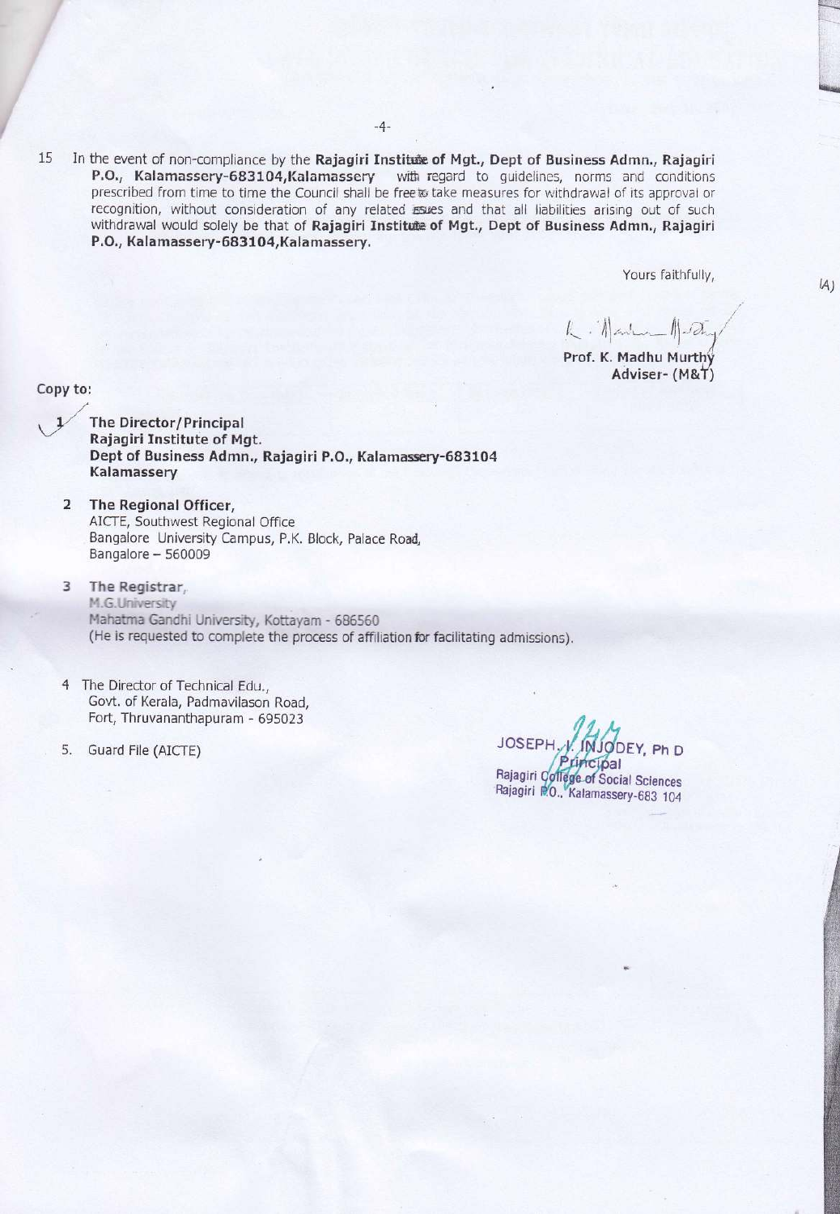15 In the event of non-compliance by the **Rajagiri Institute of Mgt., Dept of Business Admn., Rajagiri P.O., Kalamassery-683104,Kalamassery** with regard to guidelines, norms and conditions prescribed from time to time the Council shall be free to take measures for withdrawal of its approval or recognition, without consideration of any related issues and that all liabilities arising out of such withdrawal would solely be that of **Rajagiri Institute of Mgt., Dept of Business Admn., Rajagiri P.O., Kalamassery-683104,Kalamassery.**

Yours faithfully,

**Prof. K. Madhu Murthy**
**Adviser- (M&T)**

Copy to:

1. **The Director/Principal**
   **Rajagiri Institute of Mgt.**
   **Dept of Business Admn., Rajagiri P.O., Kalamassery-683104**
   **Kalamassery**

2. **The Regional Officer,**
   AICTE, Southwest Regional Office
   Bangalore University Campus, P.K. Block, Palace Road,
   Bangalore – 560009

3. **The Registrar,**
   M.G.University
   Mahatma Gandhi University, Kottayam - 686560
   (He is requested to complete the process of affiliation for facilitating admissions).

4. The Director of Technical Edu.,
   Govt. of Kerala, Padmavilason Road,
   Fort, Thruvananthapuram - 695023

5. Guard File (AICTE)

JOSEPH I. INJODEY, Ph D
Principal
Rajagiri College of Social Sciences
Rajagiri P.O., Kalamassery-683 104